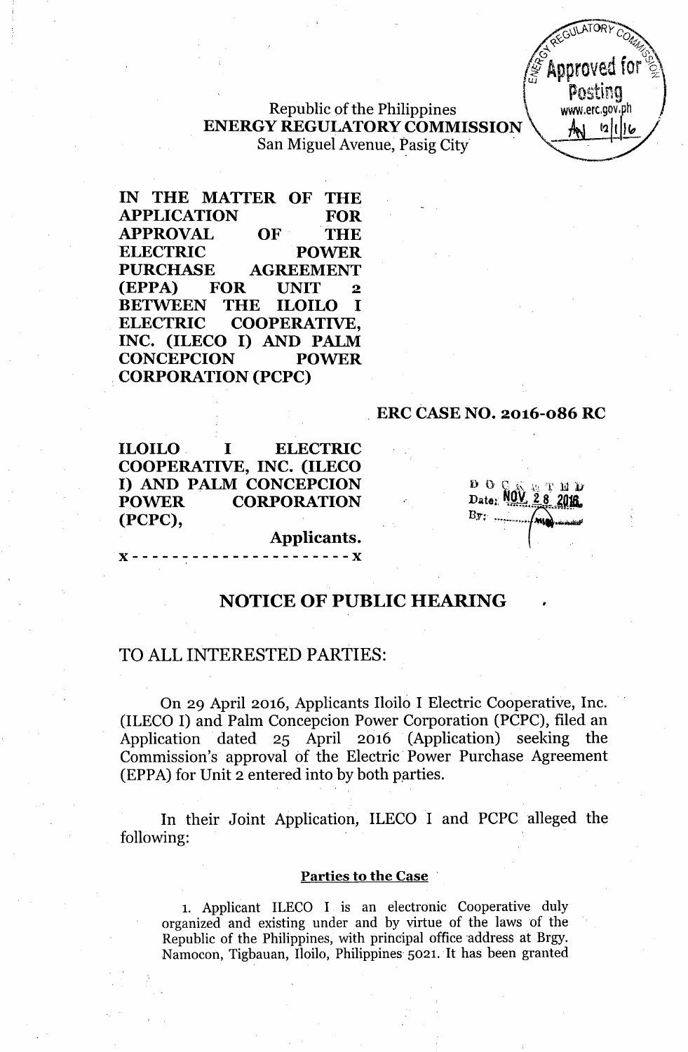Republic of the Philippines
**ENERGY REGULATORY COMMISSION**
San Miguel Avenue, Pasig City

**IN THE MATTER OF THE APPLICATION FOR APPROVAL OF THE ELECTRIC POWER PURCHASE AGREEMENT (EPPA) FOR UNIT 2 BETWEEN THE ILOILO I ELECTRIC COOPERATIVE, INC. (ILECO I) AND PALM CONCEPCION POWER CORPORATION (PCPC)**

**ERC CASE NO. 2016-086 RC**

**ILOILO I ELECTRIC COOPERATIVE, INC. (ILECO I) AND PALM CONCEPCION POWER CORPORATION (PCPC),**

**Applicants.**

x - - - - - - - - - - - - - - - - - - - - - - x

DOCKETED
Date: NOV 28 2016
By: ______

## NOTICE OF PUBLIC HEARING

TO ALL INTERESTED PARTIES:

On 29 April 2016, Applicants Iloilo I Electric Cooperative, Inc. (ILECO I) and Palm Concepcion Power Corporation (PCPC), filed an Application dated 25 April 2016 (Application) seeking the Commission's approval of the Electric Power Purchase Agreement (EPPA) for Unit 2 entered into by both parties.

In their Joint Application, ILECO I and PCPC alleged the following:

**Parties to the Case**

1. Applicant ILECO I is an electronic Cooperative duly organized and existing under and by virtue of the laws of the Republic of the Philippines, with principal office address at Brgy. Namocon, Tigbauan, Iloilo, Philippines 5021. It has been granted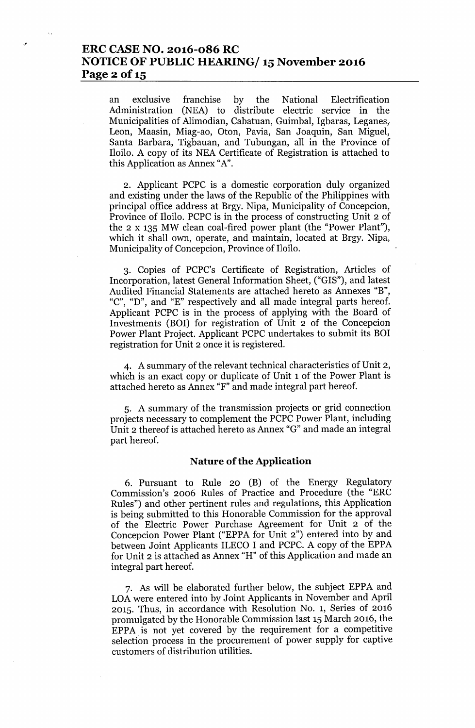an exclusive franchise by the National Electrification Administration (NEA) to distribute electric service in the Municipalities of Alimodian, Cabatuan, Guimbal, Igbaras, Leganes, Leon, Maasin, Miag-ao, Oton, Pavia, San Joaquin, San Miguel, Santa Barbara, Tigbauan, and Tubungan, all in the Province of Iloilo. A copy of its NEA Certificate of Registration is attached to this Application as Annex "A".

2. Applicant PCPC is a domestic corporation duly organized and existing under the laws of the Republic of the Philippines with principal office address at Brgy. Nipa, Municipality of Concepcion, Province of Iloilo. PCPC is in the process of constructing Unit 2 of the 2 x 135 MW clean coal-fired power plant (the "Power Plant"), which it shall own, operate, and maintain, located at Brgy. Nipa, Municipality of Concepcion, Province of Iloilo.

3. Copies of PCPC's Certificate of Registration, Articles of Incorporation, latest General Information Sheet, ("GIS"), and latest Audited Financial Statements are attached hereto as Annexes "B", "C", "D", and "E" respectively and all made integral parts hereof. Applicant PCPC is in the process of applying with the Board of Investments (BOI) for registration of Unit 2 of the Concepcion Power Plant Project. Applicant PCPC undertakes to submit its BOI registration for Unit 2 once it is registered.

4. A summary of the relevant technical characteristics of Unit 2, which is an exact copy or duplicate of Unit 1 of the Power Plant is attached hereto as Annex "F" and made integral part hereof.

5. A summary of the transmission projects or grid connection projects necessary to complement the PCPC Power Plant, including Unit 2 thereof is attached hereto as Annex "G" and made an integral part hereof.

## Nature of the Application

6. Pursuant to Rule 20 (B) of the Energy Regulatory Commission's 2006 Rules of Practice and Procedure (the "ERC Rules") and other pertinent rules and regulations, this Application is being submitted to this Honorable Commission for the approval of the Electric Power Purchase Agreement for Unit 2 of the Concepcion Power Plant ("EPPA for Unit 2") entered into by and between Joint Applicants ILECO I and PCPC. A copy of the EPPA for Unit 2 is attached as Annex "H" of this Application and made an integral part hereof.

7. As will be elaborated further below, the subject EPPA and LOA were entered into by Joint Applicants in November and April 2015. Thus, in accordance with Resolution No. 1, Series of 2016 promulgated by the Honorable Commission last 15 March 2016, the EPPA is not yet covered by the requirement for a competitive selection process in the procurement of power supply for captive customers of distribution utilities.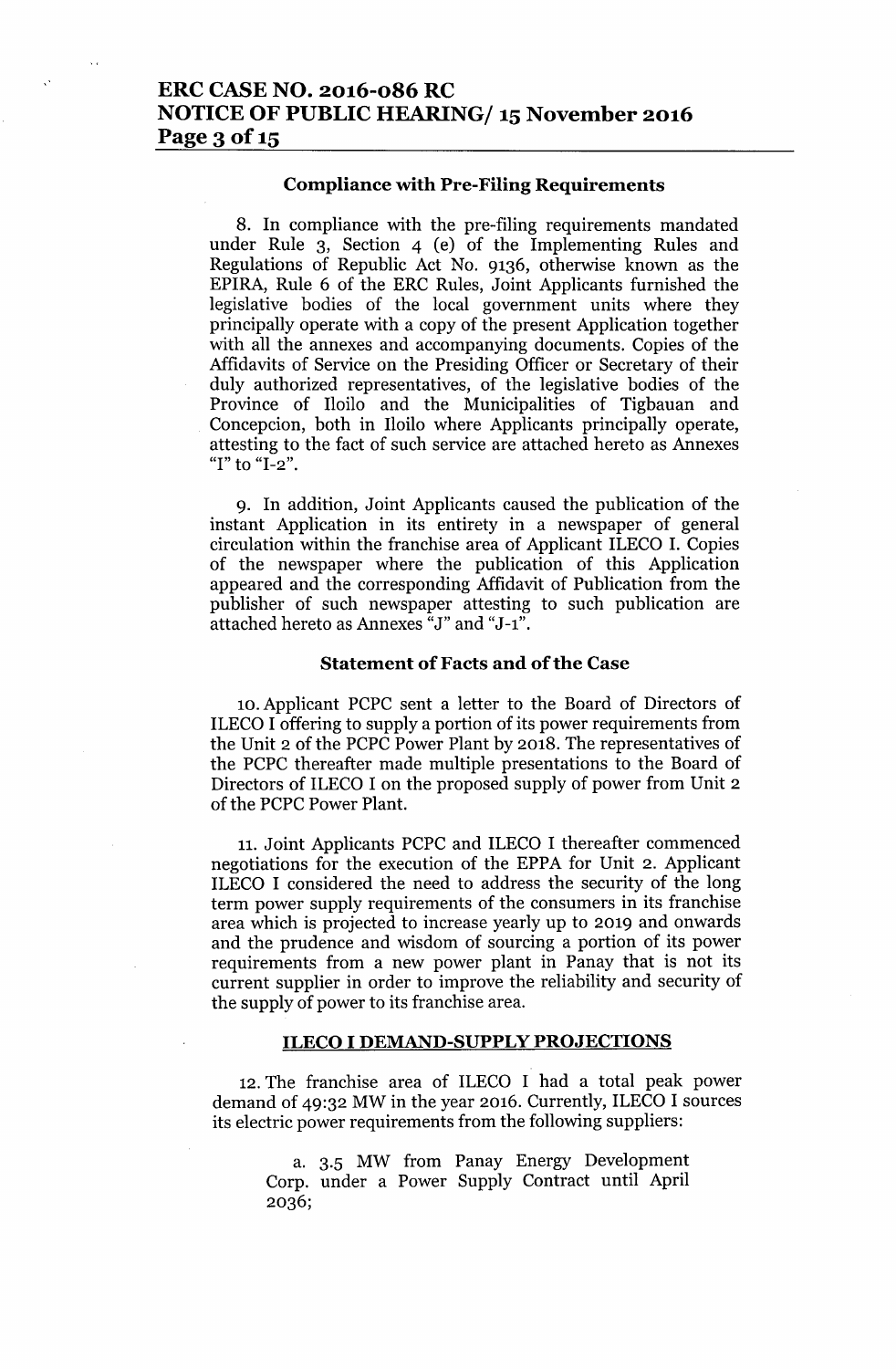### Compliance with Pre-Filing Requirements

8. In compliance with the pre-filing requirements mandated under Rule 3, Section 4 (e) of the Implementing Rules and Regulations of Republic Act No. 9136, otherwise known as the EPIRA, Rule 6 of the ERC Rules, Joint Applicants furnished the legislative bodies of the local government units where they principally operate with a copy of the present Application together with all the annexes and accompanying documents. Copies of the Affidavits of Service on the Presiding Officer or Secretary of their duly authorized representatives, of the legislative bodies of the Province of Iloilo and the Municipalities of Tigbauan and Concepcion, both in Iloilo where Applicants principally operate, attesting to the fact of such service are attached hereto as Annexes "I" to "I-2".

9. In addition, Joint Applicants caused the publication of the instant Application in its entirety in a newspaper of general circulation within the franchise area of Applicant ILECO I. Copies of the newspaper where the publication of this Application appeared and the corresponding Affidavit of Publication from the publisher of such newspaper attesting to such publication are attached hereto as Annexes "J" and "J-1".

### Statement of Facts and of the Case

10. Applicant PCPC sent a letter to the Board of Directors of ILECO I offering to supply a portion of its power requirements from the Unit 2 of the PCPC Power Plant by 2018. The representatives of the PCPC thereafter made multiple presentations to the Board of Directors of ILECO I on the proposed supply of power from Unit 2 of the PCPC Power Plant.

11. Joint Applicants PCPC and ILECO I thereafter commenced negotiations for the execution of the EPPA for Unit 2. Applicant ILECO I considered the need to address the security of the long term power supply requirements of the consumers in its franchise area which is projected to increase yearly up to 2019 and onwards and the prudence and wisdom of sourcing a portion of its power requirements from a new power plant in Panay that is not its current supplier in order to improve the reliability and security of the supply of power to its franchise area.

### ILECO I DEMAND-SUPPLY PROJECTIONS

12. The franchise area of ILECO I had a total peak power demand of 49:32 MW in the year 2016. Currently, ILECO I sources its electric power requirements from the following suppliers:

a. 3.5 MW from Panay Energy Development Corp. under a Power Supply Contract until April 2036;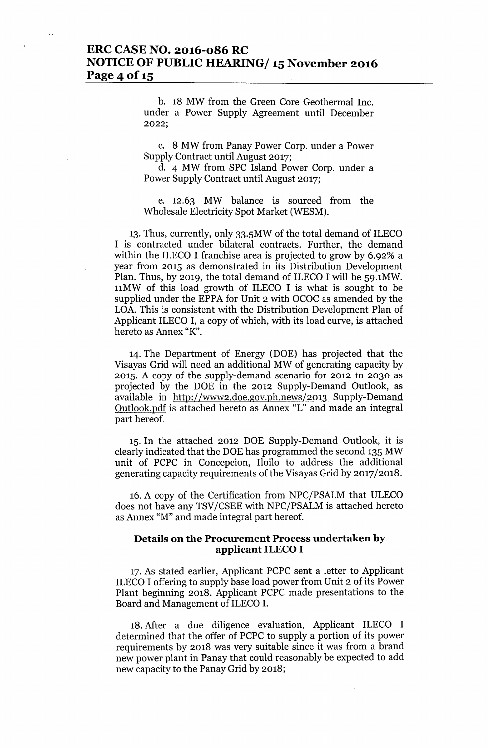b. 18 MW from the Green Core Geothermal Inc. under a Power Supply Agreement until December 2022;

c. 8 MW from Panay Power Corp. under a Power Supply Contract until August 2017;

d. 4 MW from SPC Island Power Corp. under a Power Supply Contract until August 2017;

e. 12.63 MW balance is sourced from the Wholesale Electricity Spot Market (WESM).

13. Thus, currently, only 33.5MW of the total demand of ILECO I is contracted under bilateral contracts. Further, the demand within the ILECO I franchise area is projected to grow by 6.92% a year from 2015 as demonstrated in its Distribution Development Plan. Thus, by 2019, the total demand of ILECO I will be 59.1MW. 11MW of this load growth of ILECO I is what is sought to be supplied under the EPPA for Unit 2 with OCOC as amended by the LOA. This is consistent with the Distribution Development Plan of Applicant ILECO I, a copy of which, with its load curve, is attached hereto as Annex "K".

14. The Department of Energy (DOE) has projected that the Visayas Grid will need an additional MW of generating capacity by 2015. A copy of the supply-demand scenario for 2012 to 2030 as projected by the DOE in the 2012 Supply-Demand Outlook, as available in http://www2.doe.gov.ph.news/2013 Supply-Demand Outlook.pdf is attached hereto as Annex "L" and made an integral part hereof.

15. In the attached 2012 DOE Supply-Demand Outlook, it is clearly indicated that the DOE has programmed the second 135 MW unit of PCPC in Concepcion, Iloilo to address the additional generating capacity requirements of the Visayas Grid by 2017/2018.

16. A copy of the Certification from NPC/PSALM that ULECO does not have any TSV/CSEE with NPC/PSALM is attached hereto as Annex "M" and made integral part hereof.

**Details on the Procurement Process undertaken by applicant ILECO I**

17. As stated earlier, Applicant PCPC sent a letter to Applicant ILECO I offering to supply base load power from Unit 2 of its Power Plant beginning 2018. Applicant PCPC made presentations to the Board and Management of ILECO I.

18. After a due diligence evaluation, Applicant ILECO I determined that the offer of PCPC to supply a portion of its power requirements by 2018 was very suitable since it was from a brand new power plant in Panay that could reasonably be expected to add new capacity to the Panay Grid by 2018;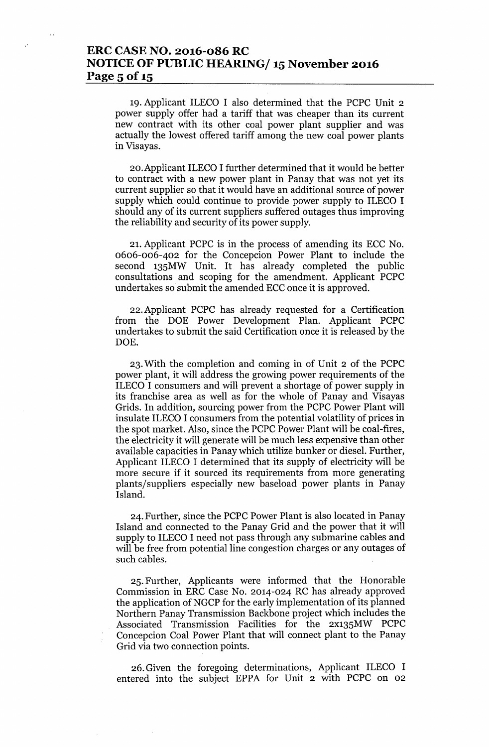19. Applicant ILECO I also determined that the PCPC Unit 2 power supply offer had a tariff that was cheaper than its current new contract with its other coal power plant supplier and was actually the lowest offered tariff among the new coal power plants in Visayas.

20. Applicant ILECO I further determined that it would be better to contract with a new power plant in Panay that was not yet its current supplier so that it would have an additional source of power supply which could continue to provide power supply to ILECO I should any of its current suppliers suffered outages thus improving the reliability and security of its power supply.

21. Applicant PCPC is in the process of amending its ECC No. 0606-006-402 for the Concepcion Power Plant to include the second 135MW Unit. It has already completed the public consultations and scoping for the amendment. Applicant PCPC undertakes so submit the amended ECC once it is approved.

22. Applicant PCPC has already requested for a Certification from the DOE Power Development Plan. Applicant PCPC undertakes to submit the said Certification once it is released by the DOE.

23. With the completion and coming in of Unit 2 of the PCPC power plant, it will address the growing power requirements of the ILECO I consumers and will prevent a shortage of power supply in its franchise area as well as for the whole of Panay and Visayas Grids. In addition, sourcing power from the PCPC Power Plant will insulate ILECO I consumers from the potential volatility of prices in the spot market. Also, since the PCPC Power Plant will be coal-fires, the electricity it will generate will be much less expensive than other available capacities in Panay which utilize bunker or diesel. Further, Applicant ILECO I determined that its supply of electricity will be more secure if it sourced its requirements from more generating plants/suppliers especially new baseload power plants in Panay Island.

24. Further, since the PCPC Power Plant is also located in Panay Island and connected to the Panay Grid and the power that it will supply to ILECO I need not pass through any submarine cables and will be free from potential line congestion charges or any outages of such cables.

25. Further, Applicants were informed that the Honorable Commission in ERC Case No. 2014-024 RC has already approved the application of NGCP for the early implementation of its planned Northern Panay Transmission Backbone project which includes the Associated Transmission Facilities for the 2x135MW PCPC Concepcion Coal Power Plant that will connect plant to the Panay Grid via two connection points.

26. Given the foregoing determinations, Applicant ILECO I entered into the subject EPPA for Unit 2 with PCPC on 02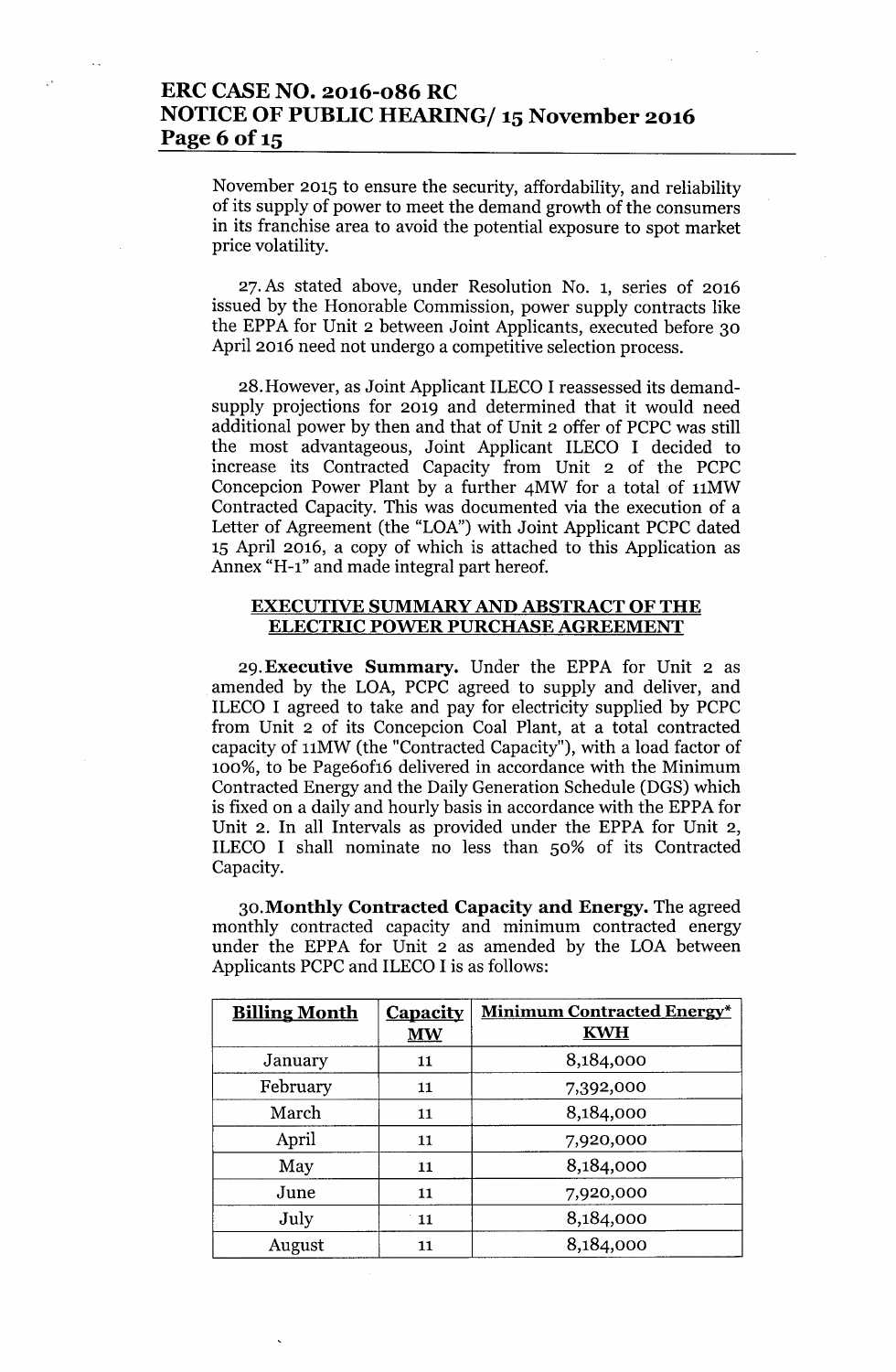November 2015 to ensure the security, affordability, and reliability of its supply of power to meet the demand growth of the consumers in its franchise area to avoid the potential exposure to spot market price volatility.

27. As stated above, under Resolution No. 1, series of 2016 issued by the Honorable Commission, power supply contracts like the EPPA for Unit 2 between Joint Applicants, executed before 30 April 2016 need not undergo a competitive selection process.

28. However, as Joint Applicant ILECO I reassessed its demand-supply projections for 2019 and determined that it would need additional power by then and that of Unit 2 offer of PCPC was still the most advantageous, Joint Applicant ILECO I decided to increase its Contracted Capacity from Unit 2 of the PCPC Concepcion Power Plant by a further 4MW for a total of 11MW Contracted Capacity. This was documented via the execution of a Letter of Agreement (the "LOA") with Joint Applicant PCPC dated 15 April 2016, a copy of which is attached to this Application as Annex "H-1" and made integral part hereof.

**EXECUTIVE SUMMARY AND ABSTRACT OF THE ELECTRIC POWER PURCHASE AGREEMENT**

29. **Executive Summary.** Under the EPPA for Unit 2 as amended by the LOA, PCPC agreed to supply and deliver, and ILECO I agreed to take and pay for electricity supplied by PCPC from Unit 2 of its Concepcion Coal Plant, at a total contracted capacity of 11MW (the "Contracted Capacity"), with a load factor of 100%, to be Page6of16 delivered in accordance with the Minimum Contracted Energy and the Daily Generation Schedule (DGS) which is fixed on a daily and hourly basis in accordance with the EPPA for Unit 2. In all Intervals as provided under the EPPA for Unit 2, ILECO I shall nominate no less than 50% of its Contracted Capacity.

30. **Monthly Contracted Capacity and Energy.** The agreed monthly contracted capacity and minimum contracted energy under the EPPA for Unit 2 as amended by the LOA between Applicants PCPC and ILECO I is as follows:

| Billing Month | Capacity MW | Minimum Contracted Energy* KWH |
|---|---|---|
| January | 11 | 8,184,000 |
| February | 11 | 7,392,000 |
| March | 11 | 8,184,000 |
| April | 11 | 7,920,000 |
| May | 11 | 8,184,000 |
| June | 11 | 7,920,000 |
| July | 11 | 8,184,000 |
| August | 11 | 8,184,000 |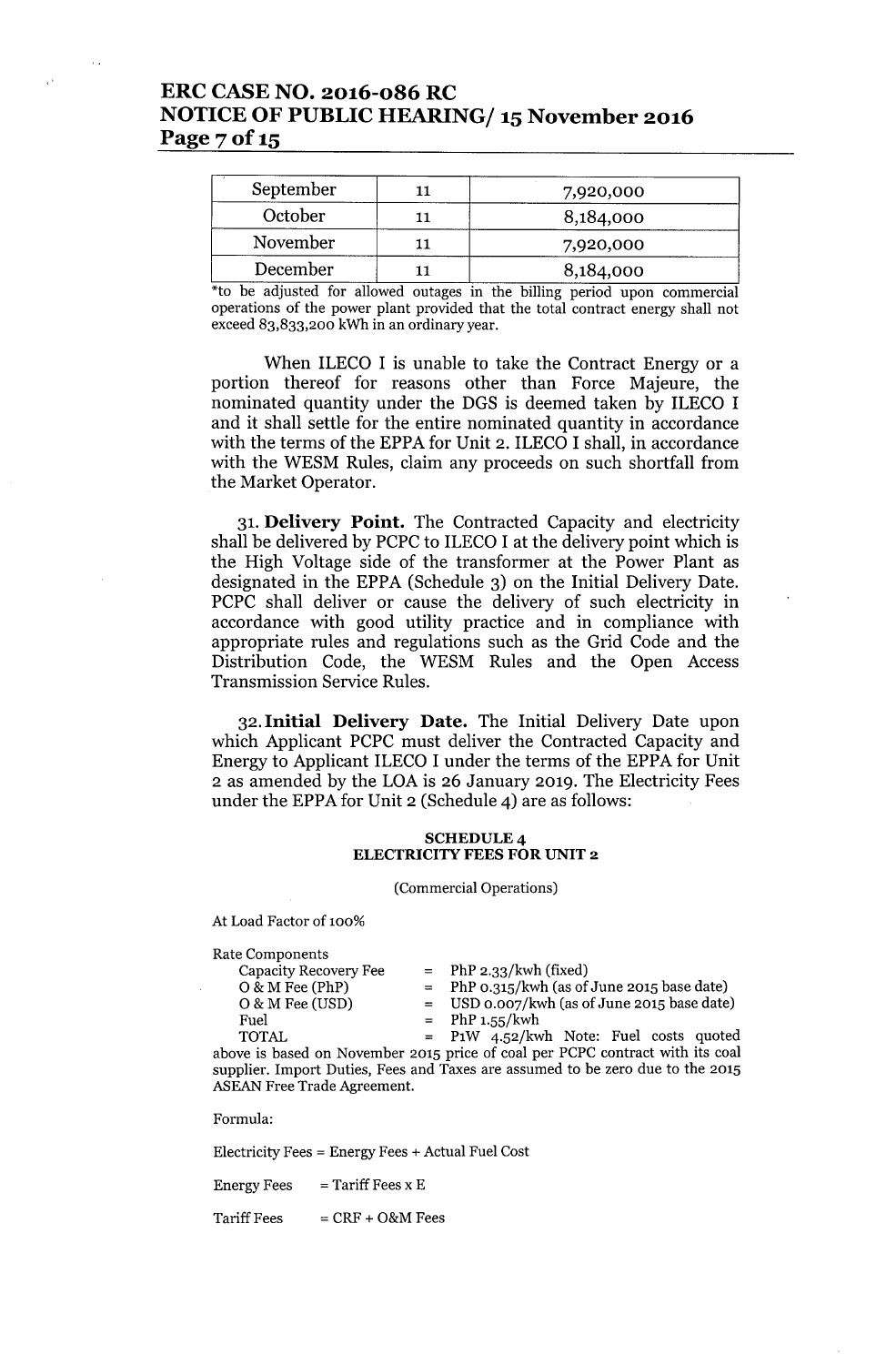| September | 11 | 7,920,000 |
|---|---|---|
| October | 11 | 8,184,000 |
| November | 11 | 7,920,000 |
| December | 11 | 8,184,000 |

*to be adjusted for allowed outages in the billing period upon commercial operations of the power plant provided that the total contract energy shall not exceed 83,833,200 kWh in an ordinary year.

When ILECO I is unable to take the Contract Energy or a portion thereof for reasons other than Force Majeure, the nominated quantity under the DGS is deemed taken by ILECO I and it shall settle for the entire nominated quantity in accordance with the terms of the EPPA for Unit 2. ILECO I shall, in accordance with the WESM Rules, claim any proceeds on such shortfall from the Market Operator.

31. **Delivery Point.** The Contracted Capacity and electricity shall be delivered by PCPC to ILECO I at the delivery point which is the High Voltage side of the transformer at the Power Plant as designated in the EPPA (Schedule 3) on the Initial Delivery Date. PCPC shall deliver or cause the delivery of such electricity in accordance with good utility practice and in compliance with appropriate rules and regulations such as the Grid Code and the Distribution Code, the WESM Rules and the Open Access Transmission Service Rules.

32. **Initial Delivery Date.** The Initial Delivery Date upon which Applicant PCPC must deliver the Contracted Capacity and Energy to Applicant ILECO I under the terms of the EPPA for Unit 2 as amended by the LOA is 26 January 2019. The Electricity Fees under the EPPA for Unit 2 (Schedule 4) are as follows:

**SCHEDULE 4**
**ELECTRICITY FEES FOR UNIT 2**

(Commercial Operations)

At Load Factor of 100%

Rate Components

| | | |
|---|---|---|
| Capacity Recovery Fee | = | PhP 2.33/kwh (fixed) |
| O & M Fee (PhP) | = | PhP 0.315/kwh (as of June 2015 base date) |
| O & M Fee (USD) | = | USD 0.007/kwh (as of June 2015 base date) |
| Fuel | = | PhP 1.55/kwh |
| TOTAL | = | P1W 4.52/kwh |

Note: Fuel costs quoted above is based on November 2015 price of coal per PCPC contract with its coal supplier. Import Duties, Fees and Taxes are assumed to be zero due to the 2015 ASEAN Free Trade Agreement.

Formula:

Electricity Fees = Energy Fees + Actual Fuel Cost

Energy Fees = Tariff Fees x E

Tariff Fees = CRF + O&M Fees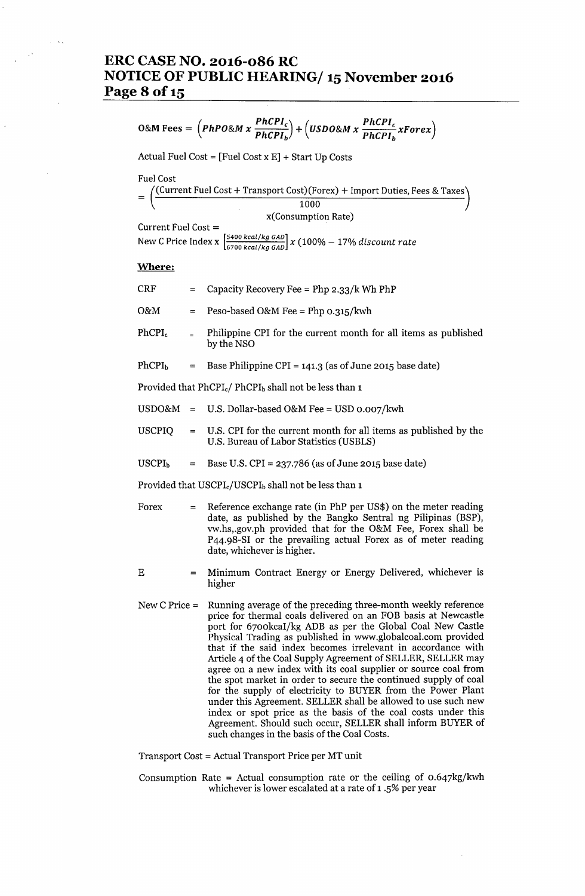$$\text{O\&M Fees} = \left(PhPO\&M\,x\,\frac{PhCPI_c}{PhCPI_b}\right) + \left(USDO\&M\,x\,\frac{PhCPI_c}{PhCPI_b}xForex\right)$$

Actual Fuel Cost = [Fuel Cost x E] + Start Up Costs

Fuel Cost

$$= \left(\frac{(\text{Current Fuel Cost} + \text{Transport Cost})(\text{Forex}) + \text{Import Duties, Fees \& Taxes}}{1000}\right.$$
$$\left.\text{x(Consumption Rate)}\right)$$

Current Fuel Cost =

New C Price Index x $\left[\frac{5400\,kcal/kg\,GAD}{6700\,kcal/kg\,GAD}\right] x\ (100\% - 17\%\ discount\ rate$

**Where:**

| | | |
|---|---|---|
| CRF | = | Capacity Recovery Fee = Php 2.33/k Wh PhP |
| O&M | = | Peso-based O&M Fee = Php 0.315/kwh |
| $PhCPI_c$ | = | Philippine CPI for the current month for all items as published by the NSO |
| $PhCPI_b$ | = | Base Philippine CPI = 141.3 (as of June 2015 base date) |

Provided that $PhCPI_c$/ $PhCPI_b$ shall not be less than 1

| | | |
|---|---|---|
| USDO&M | = | U.S. Dollar-based O&M Fee = USD 0.007/kwh |
| USCPIQ | = | U.S. CPI for the current month for all items as published by the U.S. Bureau of Labor Statistics (USBLS) |
| $USCPI_b$ | = | Base U.S. CPI = 237.786 (as of June 2015 base date) |

Provided that $USCPI_c$/$USCPI_b$ shall not be less than 1

| | | |
|---|---|---|
| Forex | = | Reference exchange rate (in PhP per US$) on the meter reading date, as published by the Bangko Sentral ng Pilipinas (BSP), vw.hs,.gov.ph provided that for the O&M Fee, Forex shall be P44.98-SI or the prevailing actual Forex as of meter reading date, whichever is higher. |
| E | = | Minimum Contract Energy or Energy Delivered, whichever is higher |
| New C Price | = | Running average of the preceding three-month weekly reference price for thermal coals delivered on an FOB basis at Newcastle port for 6700kcal/kg ADB as per the Global Coal New Castle Physical Trading as published in www.globalcoal.com provided that if the said index becomes irrelevant in accordance with Article 4 of the Coal Supply Agreement of SELLER, SELLER may agree on a new index with its coal supplier or source coal from the spot market in order to secure the continued supply of coal for the supply of electricity to BUYER from the Power Plant under this Agreement. SELLER shall be allowed to use such new index or spot price as the basis of the coal costs under this Agreement. Should such occur, SELLER shall inform BUYER of such changes in the basis of the Coal Costs. |

Transport Cost = Actual Transport Price per MT unit

Consumption Rate = Actual consumption rate or the ceiling of 0.647kg/kwh whichever is lower escalated at a rate of 1 .5% per year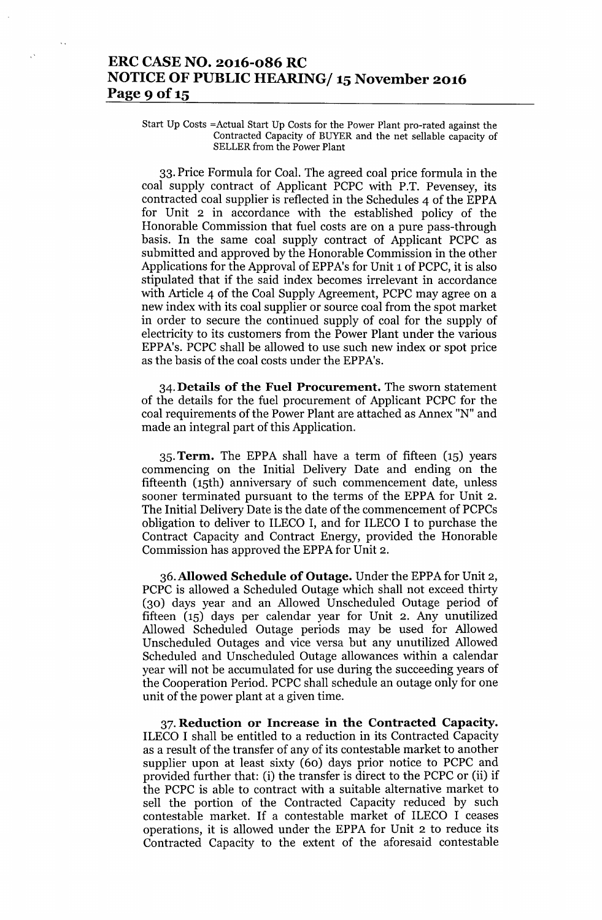Start Up Costs =Actual Start Up Costs for the Power Plant pro-rated against the Contracted Capacity of BUYER and the net sellable capacity of SELLER from the Power Plant

33. Price Formula for Coal. The agreed coal price formula in the coal supply contract of Applicant PCPC with P.T. Pevensey, its contracted coal supplier is reflected in the Schedules 4 of the EPPA for Unit 2 in accordance with the established policy of the Honorable Commission that fuel costs are on a pure pass-through basis. In the same coal supply contract of Applicant PCPC as submitted and approved by the Honorable Commission in the other Applications for the Approval of EPPA's for Unit 1 of PCPC, it is also stipulated that if the said index becomes irrelevant in accordance with Article 4 of the Coal Supply Agreement, PCPC may agree on a new index with its coal supplier or source coal from the spot market in order to secure the continued supply of coal for the supply of electricity to its customers from the Power Plant under the various EPPA's. PCPC shall be allowed to use such new index or spot price as the basis of the coal costs under the EPPA's.

34. **Details of the Fuel Procurement.** The sworn statement of the details for the fuel procurement of Applicant PCPC for the coal requirements of the Power Plant are attached as Annex "N" and made an integral part of this Application.

35. **Term.** The EPPA shall have a term of fifteen (15) years commencing on the Initial Delivery Date and ending on the fifteenth (15th) anniversary of such commencement date, unless sooner terminated pursuant to the terms of the EPPA for Unit 2. The Initial Delivery Date is the date of the commencement of PCPCs obligation to deliver to ILECO I, and for ILECO I to purchase the Contract Capacity and Contract Energy, provided the Honorable Commission has approved the EPPA for Unit 2.

36. **Allowed Schedule of Outage.** Under the EPPA for Unit 2, PCPC is allowed a Scheduled Outage which shall not exceed thirty (30) days year and an Allowed Unscheduled Outage period of fifteen (15) days per calendar year for Unit 2. Any unutilized Allowed Scheduled Outage periods may be used for Allowed Unscheduled Outages and vice versa but any unutilized Allowed Scheduled and Unscheduled Outage allowances within a calendar year will not be accumulated for use during the succeeding years of the Cooperation Period. PCPC shall schedule an outage only for one unit of the power plant at a given time.

37. **Reduction or Increase in the Contracted Capacity.** ILECO I shall be entitled to a reduction in its Contracted Capacity as a result of the transfer of any of its contestable market to another supplier upon at least sixty (60) days prior notice to PCPC and provided further that: (i) the transfer is direct to the PCPC or (ii) if the PCPC is able to contract with a suitable alternative market to sell the portion of the Contracted Capacity reduced by such contestable market. If a contestable market of ILECO I ceases operations, it is allowed under the EPPA for Unit 2 to reduce its Contracted Capacity to the extent of the aforesaid contestable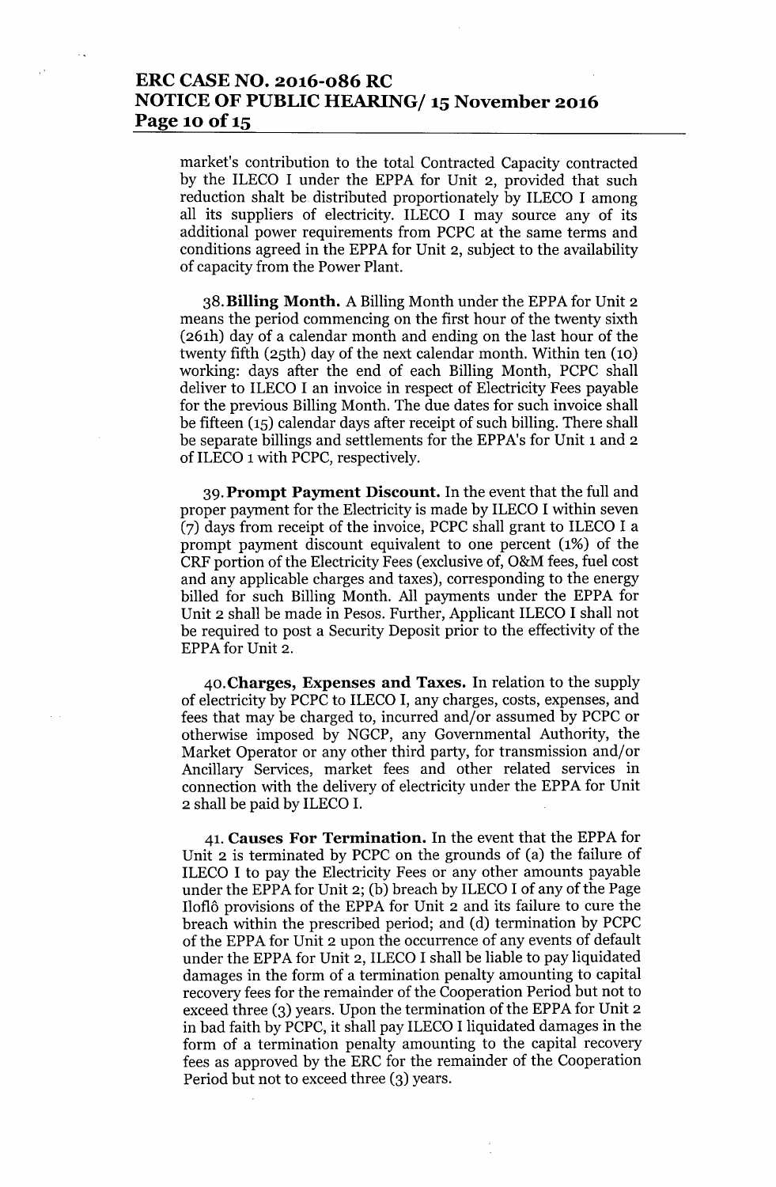market's contribution to the total Contracted Capacity contracted by the ILECO I under the EPPA for Unit 2, provided that such reduction shalt be distributed proportionately by ILECO I among all its suppliers of electricity. ILECO I may source any of its additional power requirements from PCPC at the same terms and conditions agreed in the EPPA for Unit 2, subject to the availability of capacity from the Power Plant.

38. **Billing Month.** A Billing Month under the EPPA for Unit 2 means the period commencing on the first hour of the twenty sixth (261h) day of a calendar month and ending on the last hour of the twenty fifth (25th) day of the next calendar month. Within ten (10) working: days after the end of each Billing Month, PCPC shall deliver to ILECO I an invoice in respect of Electricity Fees payable for the previous Billing Month. The due dates for such invoice shall be fifteen (15) calendar days after receipt of such billing. There shall be separate billings and settlements for the EPPA's for Unit 1 and 2 of ILECO 1 with PCPC, respectively.

39. **Prompt Payment Discount.** In the event that the full and proper payment for the Electricity is made by ILECO I within seven (7) days from receipt of the invoice, PCPC shall grant to ILECO I a prompt payment discount equivalent to one percent (1%) of the CRF portion of the Electricity Fees (exclusive of, O&M fees, fuel cost and any applicable charges and taxes), corresponding to the energy billed for such Billing Month. All payments under the EPPA for Unit 2 shall be made in Pesos. Further, Applicant ILECO I shall not be required to post a Security Deposit prior to the effectivity of the EPPA for Unit 2.

40. **Charges, Expenses and Taxes.** In relation to the supply of electricity by PCPC to ILECO I, any charges, costs, expenses, and fees that may be charged to, incurred and/or assumed by PCPC or otherwise imposed by NGCP, any Governmental Authority, the Market Operator or any other third party, for transmission and/or Ancillary Services, market fees and other related services in connection with the delivery of electricity under the EPPA for Unit 2 shall be paid by ILECO I.

41. **Causes For Termination.** In the event that the EPPA for Unit 2 is terminated by PCPC on the grounds of (a) the failure of ILECO I to pay the Electricity Fees or any other amounts payable under the EPPA for Unit 2; (b) breach by ILECO I of any of the Page Iloflô provisions of the EPPA for Unit 2 and its failure to cure the breach within the prescribed period; and (d) termination by PCPC of the EPPA for Unit 2 upon the occurrence of any events of default under the EPPA for Unit 2, ILECO I shall be liable to pay liquidated damages in the form of a termination penalty amounting to capital recovery fees for the remainder of the Cooperation Period but not to exceed three (3) years. Upon the termination of the EPPA for Unit 2 in bad faith by PCPC, it shall pay ILECO I liquidated damages in the form of a termination penalty amounting to the capital recovery fees as approved by the ERC for the remainder of the Cooperation Period but not to exceed three (3) years.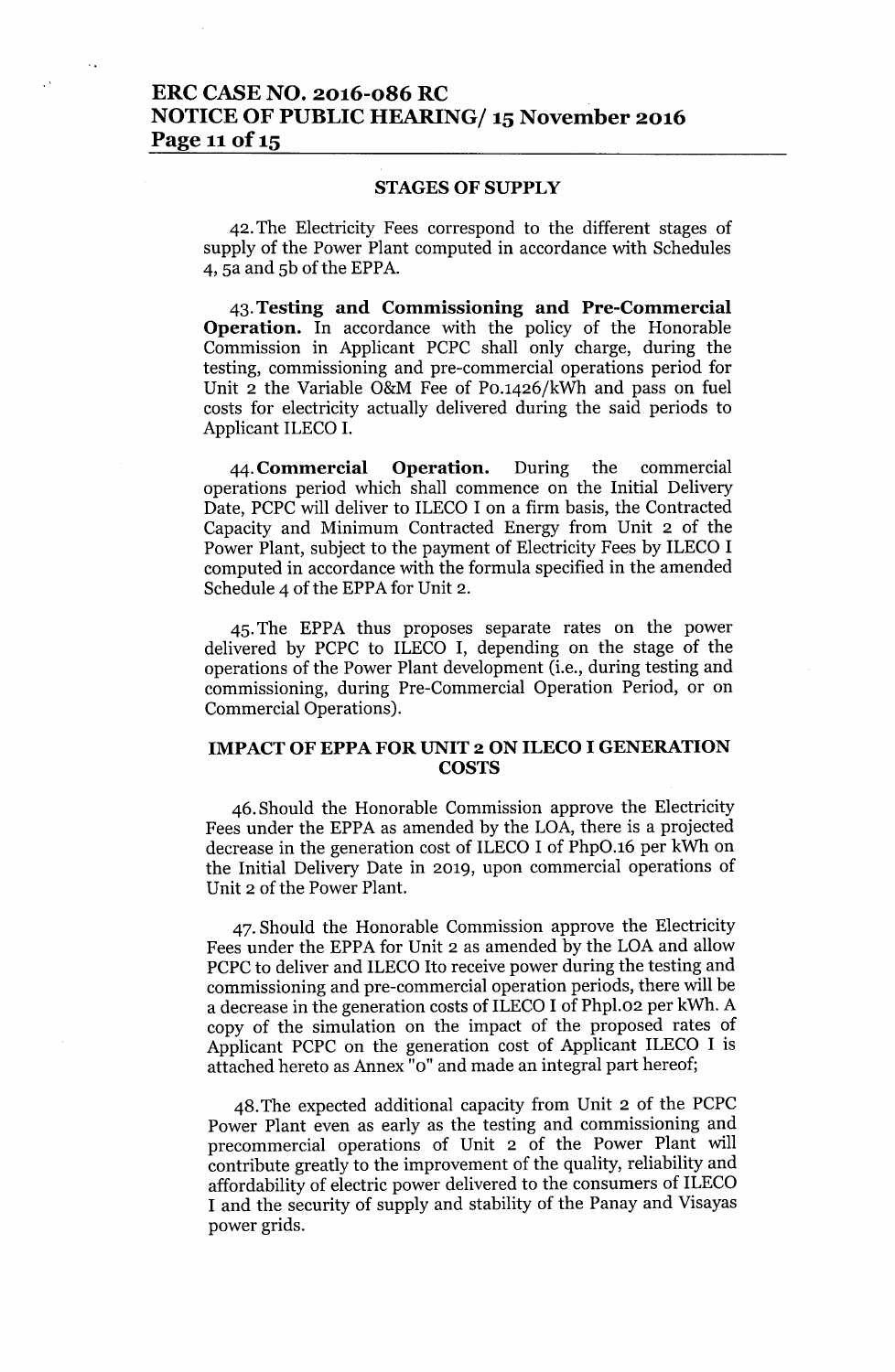## STAGES OF SUPPLY

42. The Electricity Fees correspond to the different stages of supply of the Power Plant computed in accordance with Schedules 4, 5a and 5b of the EPPA.

43. **Testing and Commissioning and Pre-Commercial Operation.** In accordance with the policy of the Honorable Commission in Applicant PCPC shall only charge, during the testing, commissioning and pre-commercial operations period for Unit 2 the Variable O&M Fee of P0.1426/kWh and pass on fuel costs for electricity actually delivered during the said periods to Applicant ILECO I.

44. **Commercial Operation.** During the commercial operations period which shall commence on the Initial Delivery Date, PCPC will deliver to ILECO I on a firm basis, the Contracted Capacity and Minimum Contracted Energy from Unit 2 of the Power Plant, subject to the payment of Electricity Fees by ILECO I computed in accordance with the formula specified in the amended Schedule 4 of the EPPA for Unit 2.

45. The EPPA thus proposes separate rates on the power delivered by PCPC to ILECO I, depending on the stage of the operations of the Power Plant development (i.e., during testing and commissioning, during Pre-Commercial Operation Period, or on Commercial Operations).

## IMPACT OF EPPA FOR UNIT 2 ON ILECO I GENERATION COSTS

46. Should the Honorable Commission approve the Electricity Fees under the EPPA as amended by the LOA, there is a projected decrease in the generation cost of ILECO I of Php0.16 per kWh on the Initial Delivery Date in 2019, upon commercial operations of Unit 2 of the Power Plant.

47. Should the Honorable Commission approve the Electricity Fees under the EPPA for Unit 2 as amended by the LOA and allow PCPC to deliver and ILECO Ito receive power during the testing and commissioning and pre-commercial operation periods, there will be a decrease in the generation costs of ILECO I of Php1.02 per kWh. A copy of the simulation on the impact of the proposed rates of Applicant PCPC on the generation cost of Applicant ILECO I is attached hereto as Annex "O" and made an integral part hereof;

48. The expected additional capacity from Unit 2 of the PCPC Power Plant even as early as the testing and commissioning and precommercial operations of Unit 2 of the Power Plant will contribute greatly to the improvement of the quality, reliability and affordability of electric power delivered to the consumers of ILECO I and the security of supply and stability of the Panay and Visayas power grids.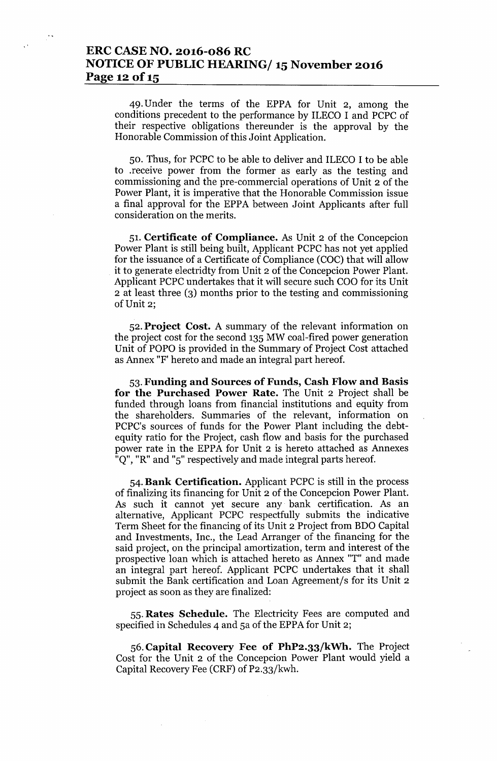49. Under the terms of the EPPA for Unit 2, among the conditions precedent to the performance by ILECO I and PCPC of their respective obligations thereunder is the approval by the Honorable Commission of this Joint Application.

50. Thus, for PCPC to be able to deliver and ILECO I to be able to .receive power from the former as early as the testing and commissioning and the pre-commercial operations of Unit 2 of the Power Plant, it is imperative that the Honorable Commission issue a final approval for the EPPA between Joint Applicants after full consideration on the merits.

51. **Certificate of Compliance.** As Unit 2 of the Concepcion Power Plant is still being built, Applicant PCPC has not yet applied for the issuance of a Certificate of Compliance (COC) that will allow it to generate electridty from Unit 2 of the Concepcion Power Plant. Applicant PCPC undertakes that it will secure such COO for its Unit 2 at least three (3) months prior to the testing and commissioning of Unit 2;

52. **Project Cost.** A summary of the relevant information on the project cost for the second 135 MW coal-fired power generation Unit of POPO is provided in the Summary of Project Cost attached as Annex "F' hereto and made an integral part hereof.

53. **Funding and Sources of Funds, Cash Flow and Basis for the Purchased Power Rate.** The Unit 2 Project shall be funded through loans from financial institutions and equity from the shareholders. Summaries of the relevant, information on PCPC's sources of funds for the Power Plant including the debt-equity ratio for the Project, cash flow and basis for the purchased power rate in the EPPA for Unit 2 is hereto attached as Annexes "Q", "R" and "5" respectively and made integral parts hereof.

54. **Bank Certification.** Applicant PCPC is still in the process of finalizing its financing for Unit 2 of the Concepcion Power Plant. As such it cannot yet secure any bank certification. As an alternative, Applicant PCPC respectfully submits the indicative Term Sheet for the financing of its Unit 2 Project from BDO Capital and Investments, Inc., the Lead Arranger of the financing for the said project, on the principal amortization, term and interest of the prospective loan which is attached hereto as Annex "T" and made an integral part hereof. Applicant PCPC undertakes that it shall submit the Bank certification and Loan Agreement/s for its Unit 2 project as soon as they are finalized:

55. **Rates Schedule.** The Electricity Fees are computed and specified in Schedules 4 and 5a of the EPPA for Unit 2;

56. **Capital Recovery Fee of PhP2.33/kWh.** The Project Cost for the Unit 2 of the Concepcion Power Plant would yield a Capital Recovery Fee (CRF) of P2.33/kwh.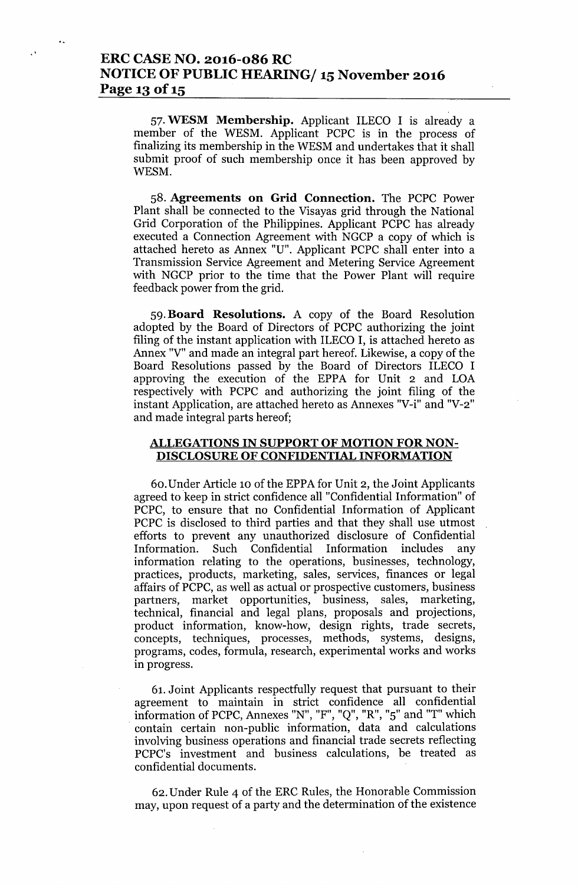57. **WESM Membership.** Applicant ILECO I is already a member of the WESM. Applicant PCPC is in the process of finalizing its membership in the WESM and undertakes that it shall submit proof of such membership once it has been approved by WESM.

58. **Agreements on Grid Connection.** The PCPC Power Plant shall be connected to the Visayas grid through the National Grid Corporation of the Philippines. Applicant PCPC has already executed a Connection Agreement with NGCP a copy of which is attached hereto as Annex "U". Applicant PCPC shall enter into a Transmission Service Agreement and Metering Service Agreement with NGCP prior to the time that the Power Plant will require feedback power from the grid.

59. **Board Resolutions.** A copy of the Board Resolution adopted by the Board of Directors of PCPC authorizing the joint filing of the instant application with ILECO I, is attached hereto as Annex "V" and made an integral part hereof. Likewise, a copy of the Board Resolutions passed by the Board of Directors ILECO I approving the execution of the EPPA for Unit 2 and LOA respectively with PCPC and authorizing the joint filing of the instant Application, are attached hereto as Annexes "V-i" and "V-2" and made integral parts hereof;

## ALLEGATIONS IN SUPPORT OF MOTION FOR NON-DISCLOSURE OF CONFIDENTIAL INFORMATION

60. Under Article 10 of the EPPA for Unit 2, the Joint Applicants agreed to keep in strict confidence all "Confidential Information" of PCPC, to ensure that no Confidential Information of Applicant PCPC is disclosed to third parties and that they shall use utmost efforts to prevent any unauthorized disclosure of Confidential Information. Such Confidential Information includes any information relating to the operations, businesses, technology, practices, products, marketing, sales, services, finances or legal affairs of PCPC, as well as actual or prospective customers, business partners, market opportunities, business, sales, marketing, technical, financial and legal plans, proposals and projections, product information, know-how, design rights, trade secrets, concepts, techniques, processes, methods, systems, designs, programs, codes, formula, research, experimental works and works in progress.

61. Joint Applicants respectfully request that pursuant to their agreement to maintain in strict confidence all confidential information of PCPC, Annexes "N", "F", "Q", "R", "5" and "T" which contain certain non-public information, data and calculations involving business operations and financial trade secrets reflecting PCPC's investment and business calculations, be treated as confidential documents.

62. Under Rule 4 of the ERC Rules, the Honorable Commission may, upon request of a party and the determination of the existence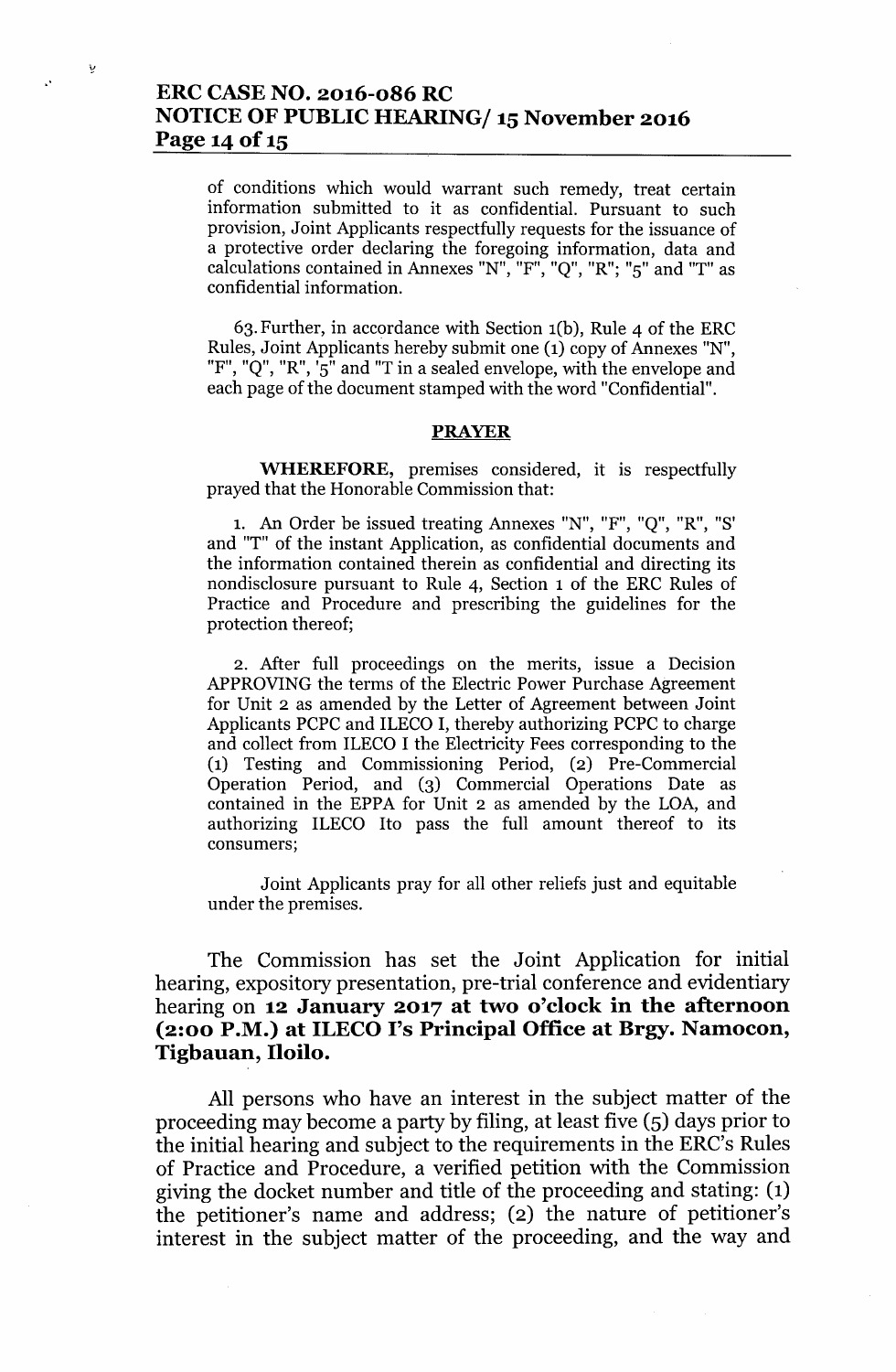of conditions which would warrant such remedy, treat certain information submitted to it as confidential. Pursuant to such provision, Joint Applicants respectfully requests for the issuance of a protective order declaring the foregoing information, data and calculations contained in Annexes "N", "F", "Q", "R"; "5" and "T" as confidential information.

63. Further, in accordance with Section 1(b), Rule 4 of the ERC Rules, Joint Applicants hereby submit one (1) copy of Annexes "N", "F", "Q", "R", '5" and "T in a sealed envelope, with the envelope and each page of the document stamped with the word "Confidential".

**PRAYER**

**WHEREFORE,** premises considered, it is respectfully prayed that the Honorable Commission that:

1. An Order be issued treating Annexes "N", "F", "Q", "R", "S' and "T" of the instant Application, as confidential documents and the information contained therein as confidential and directing its nondisclosure pursuant to Rule 4, Section 1 of the ERC Rules of Practice and Procedure and prescribing the guidelines for the protection thereof;

2. After full proceedings on the merits, issue a Decision APPROVING the terms of the Electric Power Purchase Agreement for Unit 2 as amended by the Letter of Agreement between Joint Applicants PCPC and ILECO I, thereby authorizing PCPC to charge and collect from ILECO I the Electricity Fees corresponding to the (1) Testing and Commissioning Period, (2) Pre-Commercial Operation Period, and (3) Commercial Operations Date as contained in the EPPA for Unit 2 as amended by the LOA, and authorizing ILECO Ito pass the full amount thereof to its consumers;

Joint Applicants pray for all other reliefs just and equitable under the premises.

The Commission has set the Joint Application for initial hearing, expository presentation, pre-trial conference and evidentiary hearing on **12 January 2017 at two o'clock in the afternoon (2:00 P.M.) at ILECO I's Principal Office at Brgy. Namocon, Tigbauan, Iloilo.**

All persons who have an interest in the subject matter of the proceeding may become a party by filing, at least five (5) days prior to the initial hearing and subject to the requirements in the ERC's Rules of Practice and Procedure, a verified petition with the Commission giving the docket number and title of the proceeding and stating: (1) the petitioner's name and address; (2) the nature of petitioner's interest in the subject matter of the proceeding, and the way and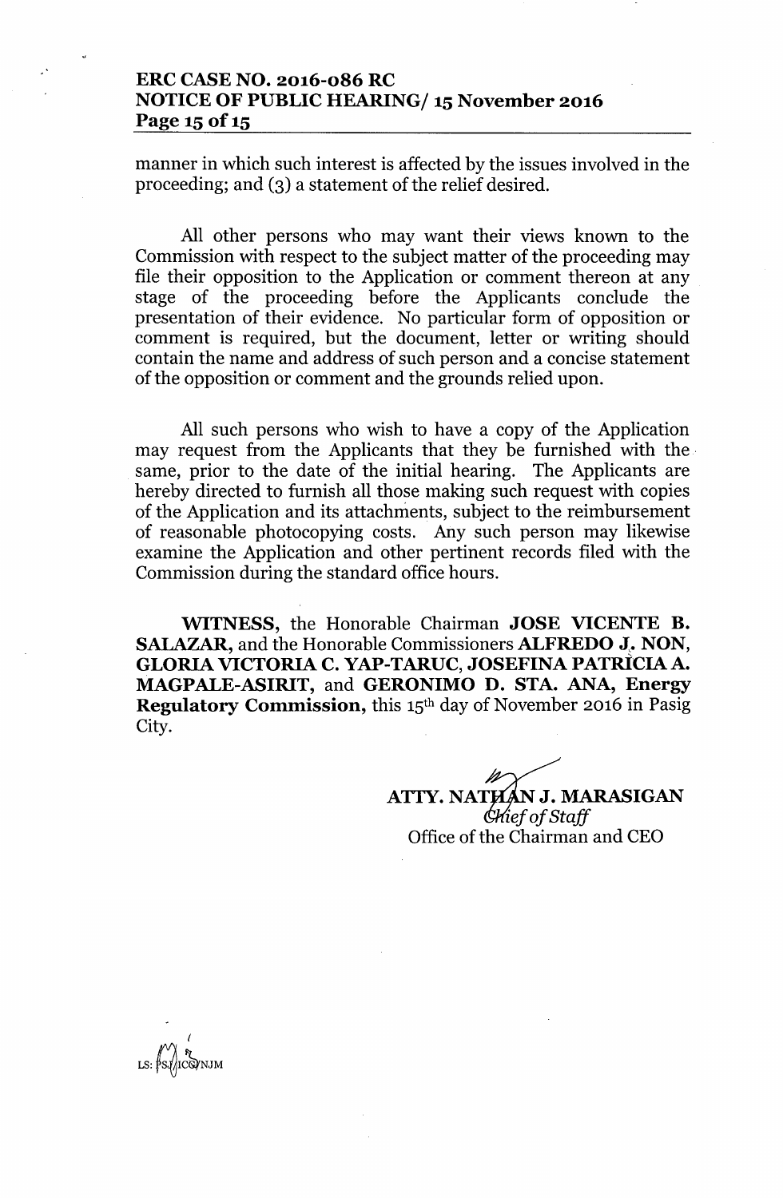manner in which such interest is affected by the issues involved in the proceeding; and (3) a statement of the relief desired.

All other persons who may want their views known to the Commission with respect to the subject matter of the proceeding may file their opposition to the Application or comment thereon at any stage of the proceeding before the Applicants conclude the presentation of their evidence. No particular form of opposition or comment is required, but the document, letter or writing should contain the name and address of such person and a concise statement of the opposition or comment and the grounds relied upon.

All such persons who wish to have a copy of the Application may request from the Applicants that they be furnished with the same, prior to the date of the initial hearing. The Applicants are hereby directed to furnish all those making such request with copies of the Application and its attachments, subject to the reimbursement of reasonable photocopying costs. Any such person may likewise examine the Application and other pertinent records filed with the Commission during the standard office hours.

**WITNESS,** the Honorable Chairman **JOSE VICENTE B. SALAZAR,** and the Honorable Commissioners **ALFREDO J. NON, GLORIA VICTORIA C. YAP-TARUC, JOSEFINA PATRICIA A. MAGPALE-ASIRIT,** and **GERONIMO D. STA. ANA, Energy Regulatory Commission,** this 15th day of November 2016 in Pasig City.

**ATTY. NATHAN J. MARASIGAN**
*Chief of Staff*
Office of the Chairman and CEO

LS: PSJ/ICG/NJM